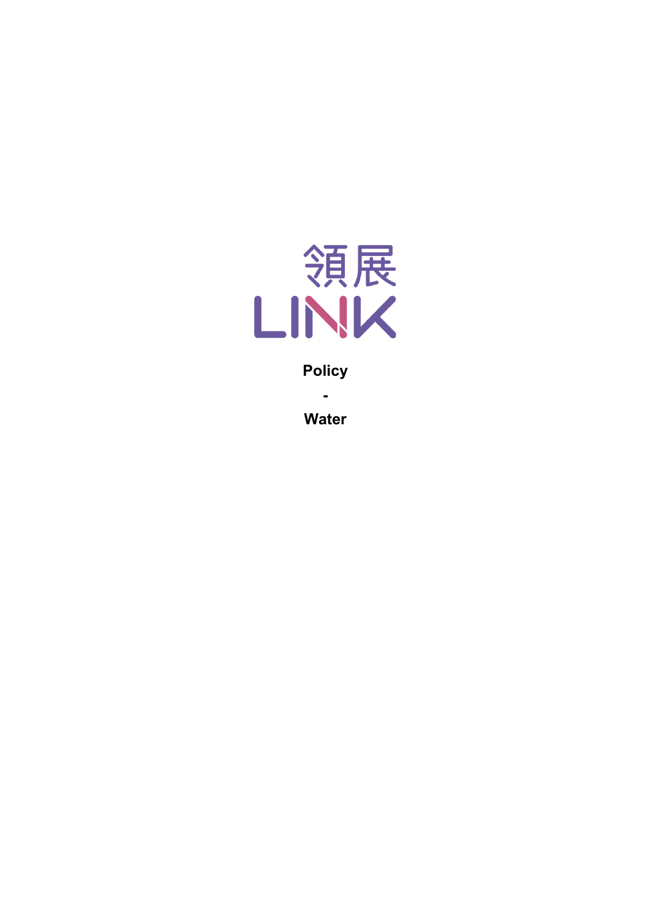領展

LINK

**Policy**

**-**

**Water**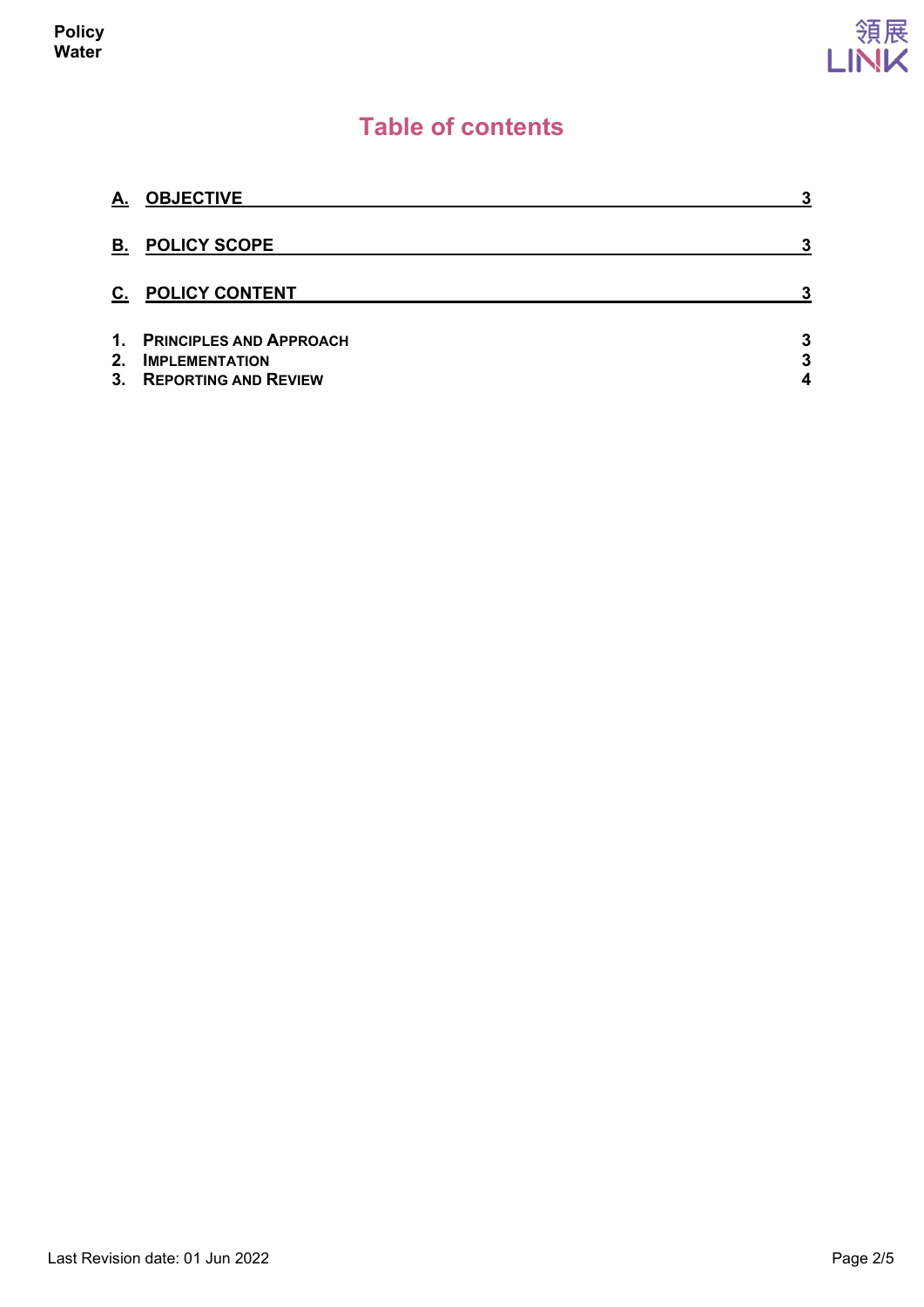# Table of contents

| | | |
|---|---|---|
| **A.** | **OBJECTIVE** | **3** |
| **B.** | **POLICY SCOPE** | **3** |
| **C.** | **POLICY CONTENT** | **3** |
| **1.** | **PRINCIPLES AND APPROACH** | **3** |
| **2.** | **IMPLEMENTATION** | **3** |
| **3.** | **REPORTING AND REVIEW** | **4** |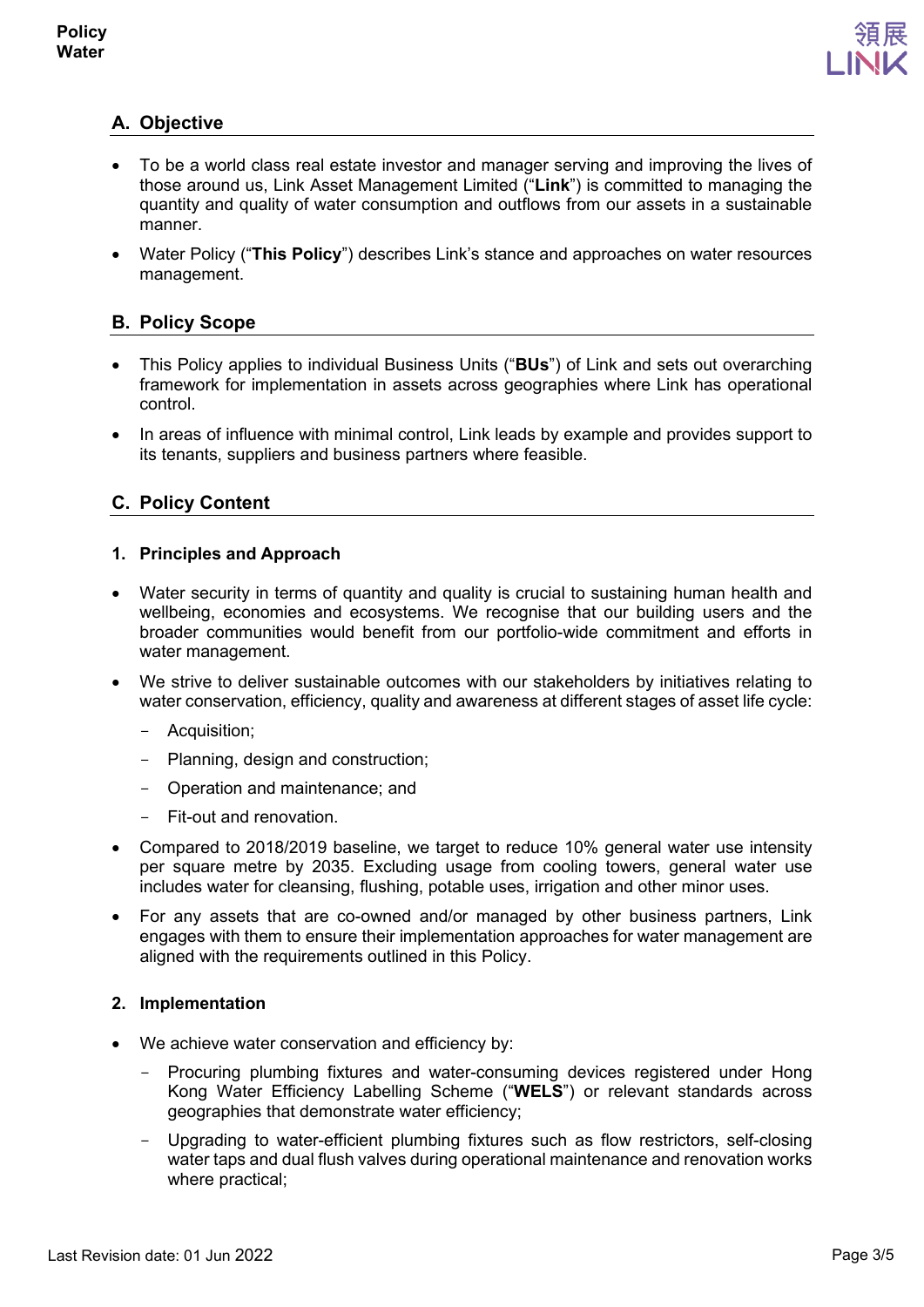## A. Objective

- To be a world class real estate investor and manager serving and improving the lives of those around us, Link Asset Management Limited ("**Link**") is committed to managing the quantity and quality of water consumption and outflows from our assets in a sustainable manner.
- Water Policy ("**This Policy**") describes Link's stance and approaches on water resources management.

## B. Policy Scope

- This Policy applies to individual Business Units ("**BUs**") of Link and sets out overarching framework for implementation in assets across geographies where Link has operational control.
- In areas of influence with minimal control, Link leads by example and provides support to its tenants, suppliers and business partners where feasible.

## C. Policy Content

### 1. Principles and Approach

- Water security in terms of quantity and quality is crucial to sustaining human health and wellbeing, economies and ecosystems. We recognise that our building users and the broader communities would benefit from our portfolio-wide commitment and efforts in water management.
- We strive to deliver sustainable outcomes with our stakeholders by initiatives relating to water conservation, efficiency, quality and awareness at different stages of asset life cycle:
  - Acquisition;
  - Planning, design and construction;
  - Operation and maintenance; and
  - Fit-out and renovation.
- Compared to 2018/2019 baseline, we target to reduce 10% general water use intensity per square metre by 2035. Excluding usage from cooling towers, general water use includes water for cleansing, flushing, potable uses, irrigation and other minor uses.
- For any assets that are co-owned and/or managed by other business partners, Link engages with them to ensure their implementation approaches for water management are aligned with the requirements outlined in this Policy.

### 2. Implementation

- We achieve water conservation and efficiency by:
  - Procuring plumbing fixtures and water-consuming devices registered under Hong Kong Water Efficiency Labelling Scheme ("**WELS**") or relevant standards across geographies that demonstrate water efficiency;
  - Upgrading to water-efficient plumbing fixtures such as flow restrictors, self-closing water taps and dual flush valves during operational maintenance and renovation works where practical;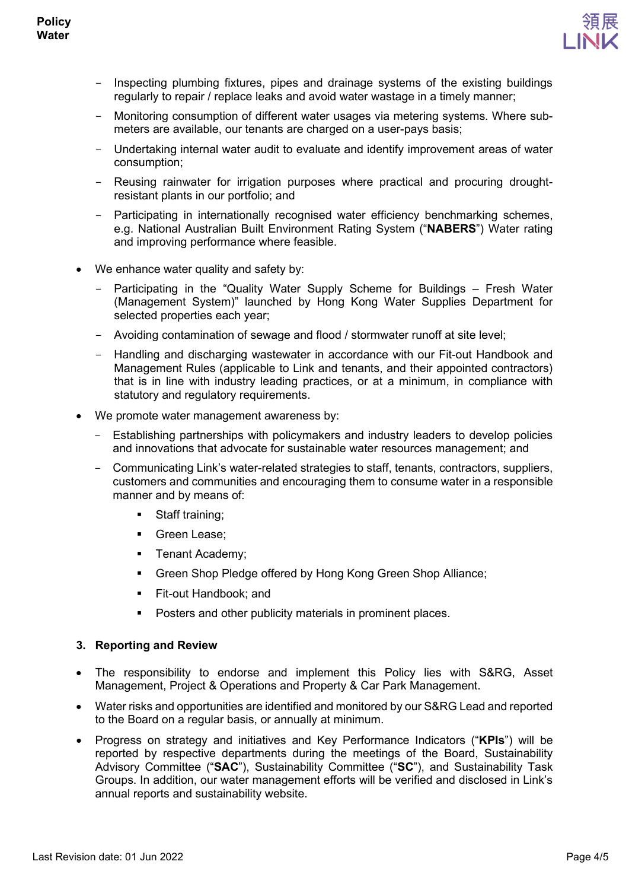- Inspecting plumbing fixtures, pipes and drainage systems of the existing buildings regularly to repair / replace leaks and avoid water wastage in a timely manner;
  - Monitoring consumption of different water usages via metering systems. Where sub-meters are available, our tenants are charged on a user-pays basis;
  - Undertaking internal water audit to evaluate and identify improvement areas of water consumption;
  - Reusing rainwater for irrigation purposes where practical and procuring drought-resistant plants in our portfolio; and
  - Participating in internationally recognised water efficiency benchmarking schemes, e.g. National Australian Built Environment Rating System ("**NABERS**") Water rating and improving performance where feasible.

- We enhance water quality and safety by:
  - Participating in the "Quality Water Supply Scheme for Buildings – Fresh Water (Management System)" launched by Hong Kong Water Supplies Department for selected properties each year;
  - Avoiding contamination of sewage and flood / stormwater runoff at site level;
  - Handling and discharging wastewater in accordance with our Fit-out Handbook and Management Rules (applicable to Link and tenants, and their appointed contractors) that is in line with industry leading practices, or at a minimum, in compliance with statutory and regulatory requirements.
- We promote water management awareness by:
  - Establishing partnerships with policymakers and industry leaders to develop policies and innovations that advocate for sustainable water resources management; and
  - Communicating Link's water-related strategies to staff, tenants, contractors, suppliers, customers and communities and encouraging them to consume water in a responsible manner and by means of:
    - Staff training;
    - Green Lease;
    - Tenant Academy;
    - Green Shop Pledge offered by Hong Kong Green Shop Alliance;
    - Fit-out Handbook; and
    - Posters and other publicity materials in prominent places.

## 3. Reporting and Review

- The responsibility to endorse and implement this Policy lies with S&RG, Asset Management, Project & Operations and Property & Car Park Management.
- Water risks and opportunities are identified and monitored by our S&RG Lead and reported to the Board on a regular basis, or annually at minimum.
- Progress on strategy and initiatives and Key Performance Indicators ("**KPIs**") will be reported by respective departments during the meetings of the Board, Sustainability Advisory Committee ("**SAC**"), Sustainability Committee ("**SC**"), and Sustainability Task Groups. In addition, our water management efforts will be verified and disclosed in Link's annual reports and sustainability website.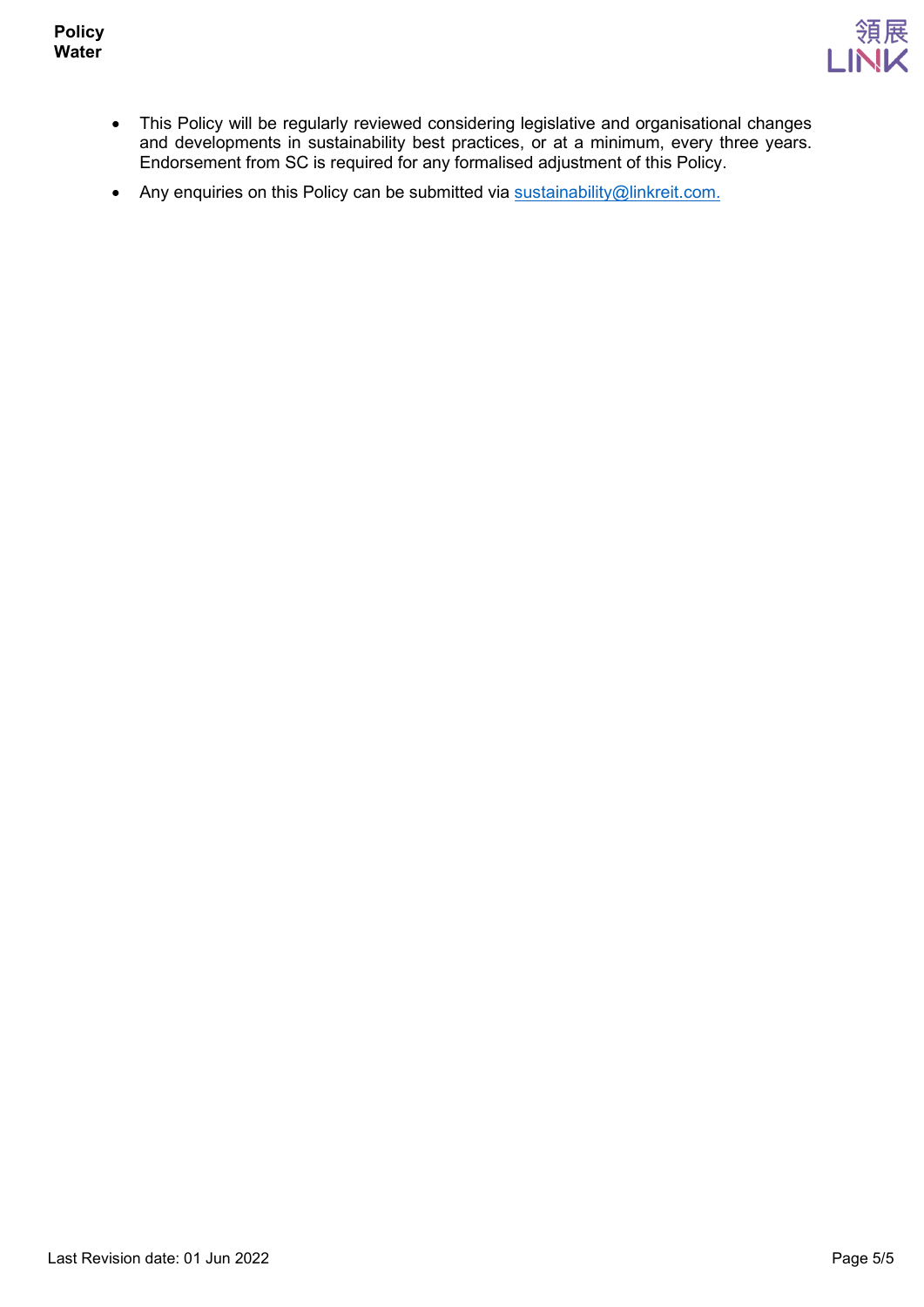- This Policy will be regularly reviewed considering legislative and organisational changes and developments in sustainability best practices, or at a minimum, every three years. Endorsement from SC is required for any formalised adjustment of this Policy.
- Any enquiries on this Policy can be submitted via sustainability@linkreit.com.